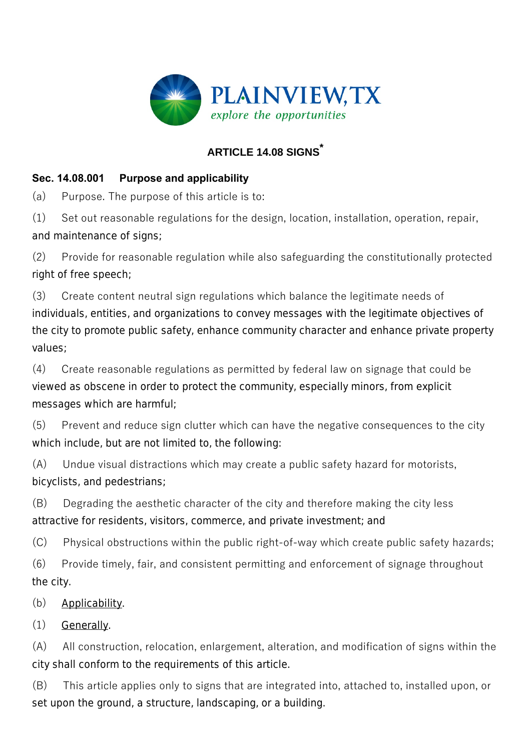# ARTICLE 14.08 SIGNS*

## Sec. 14.08.001 Purpose and applicability

(a) Purpose. The purpose of this article is to:

(1) Set out reasonable regulations for the design, location, installation, operation, repair, and maintenance of signs;

(2) Provide for reasonable regulation while also safeguarding the constitutionally protected right of free speech;

(3) Create content neutral sign regulations which balance the legitimate needs of individuals, entities, and organizations to convey messages with the legitimate objectives of the city to promote public safety, enhance community character and enhance private property values;

(4) Create reasonable regulations as permitted by federal law on signage that could be viewed as obscene in order to protect the community, especially minors, from explicit messages which are harmful;

(5) Prevent and reduce sign clutter which can have the negative consequences to the city which include, but are not limited to, the following:

(A) Undue visual distractions which may create a public safety hazard for motorists, bicyclists, and pedestrians;

(B) Degrading the aesthetic character of the city and therefore making the city less attractive for residents, visitors, commerce, and private investment; and

(C) Physical obstructions within the public right-of-way which create public safety hazards;

(6) Provide timely, fair, and consistent permitting and enforcement of signage throughout the city.

(b) Applicability.

(1) Generally.

(A) All construction, relocation, enlargement, alteration, and modification of signs within the city shall conform to the requirements of this article.

(B) This article applies only to signs that are integrated into, attached to, installed upon, or set upon the ground, a structure, landscaping, or a building.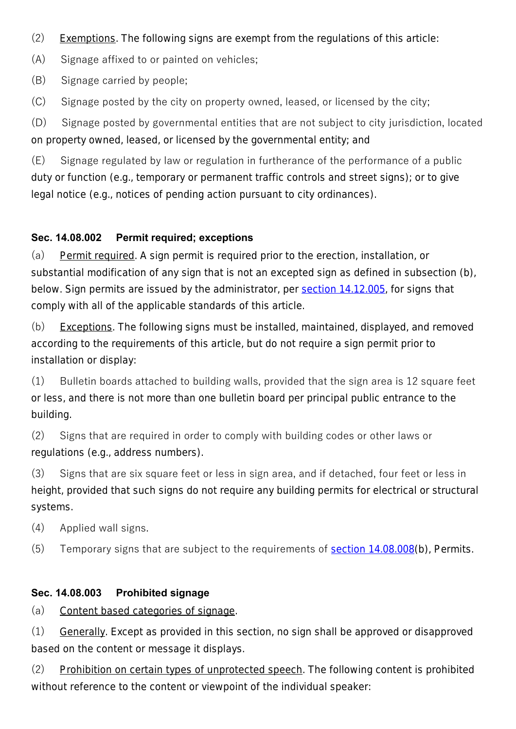(2) Exemptions. The following signs are exempt from the regulations of this article:

(A) Signage affixed to or painted on vehicles;

(B) Signage carried by people;

(C) Signage posted by the city on property owned, leased, or licensed by the city;

(D) Signage posted by governmental entities that are not subject to city jurisdiction, located on property owned, leased, or licensed by the governmental entity; and

(E) Signage regulated by law or regulation in furtherance of the performance of a public duty or function (e.g., temporary or permanent traffic controls and street signs); or to give legal notice (e.g., notices of pending action pursuant to city ordinances).

**Sec. 14.08.002 Permit required; exceptions**

(a) Permit required. A sign permit is required prior to the erection, installation, or substantial modification of any sign that is not an excepted sign as defined in subsection (b), below. Sign permits are issued by the administrator, per [section 14.12.005](), for signs that comply with all of the applicable standards of this article.

(b) Exceptions. The following signs must be installed, maintained, displayed, and removed according to the requirements of this article, but do not require a sign permit prior to installation or display:

(1) Bulletin boards attached to building walls, provided that the sign area is 12 square feet or less, and there is not more than one bulletin board per principal public entrance to the building.

(2) Signs that are required in order to comply with building codes or other laws or regulations (e.g., address numbers).

(3) Signs that are six square feet or less in sign area, and if detached, four feet or less in height, provided that such signs do not require any building permits for electrical or structural systems.

(4) Applied wall signs.

(5) Temporary signs that are subject to the requirements of [section 14.08.008]()(b), Permits.

**Sec. 14.08.003 Prohibited signage**

(a) Content based categories of signage.

(1) Generally. Except as provided in this section, no sign shall be approved or disapproved based on the content or message it displays.

(2) Prohibition on certain types of unprotected speech. The following content is prohibited without reference to the content or viewpoint of the individual speaker: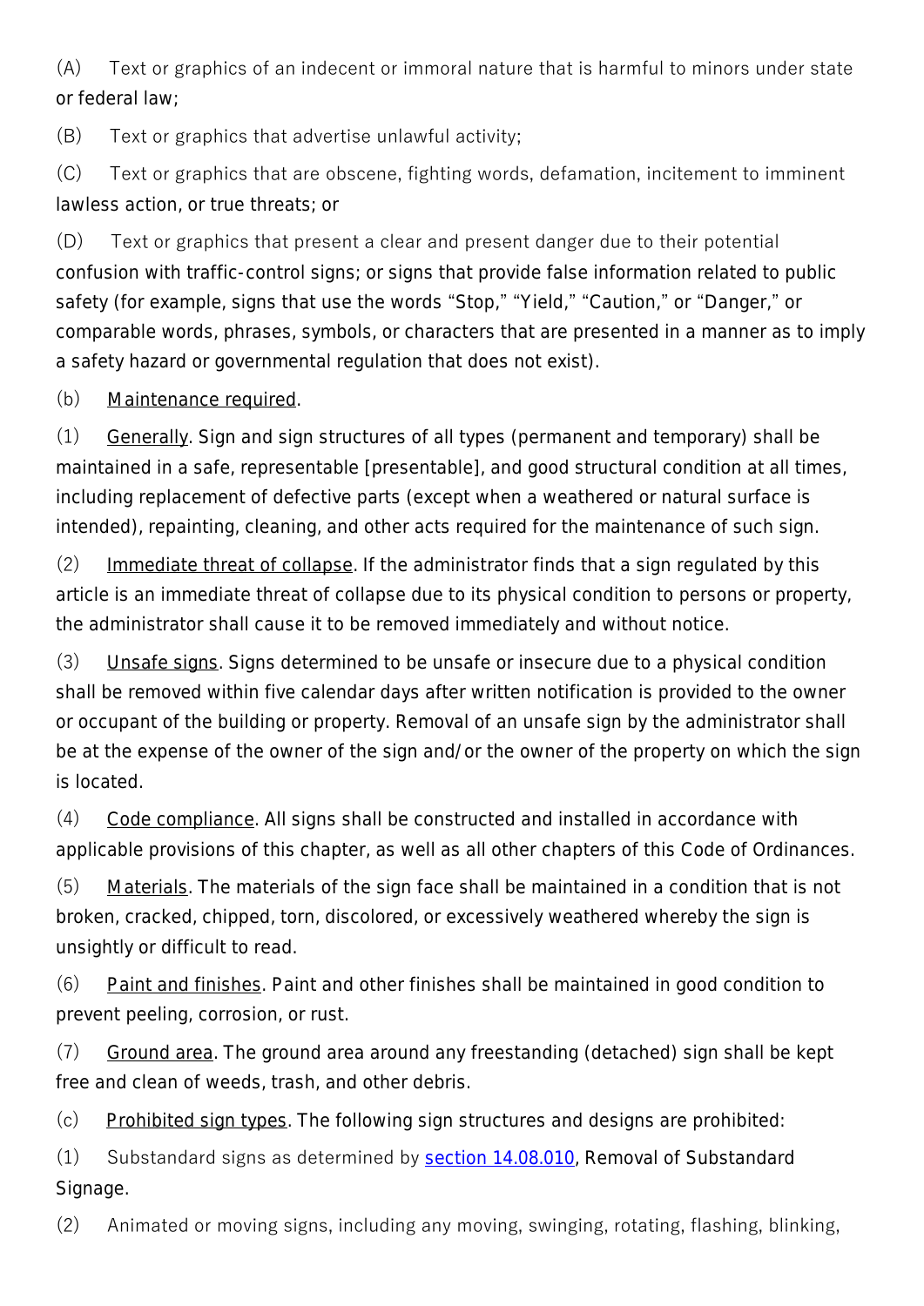(A) Text or graphics of an indecent or immoral nature that is harmful to minors under state or federal law;

(B) Text or graphics that advertise unlawful activity;

(C) Text or graphics that are obscene, fighting words, defamation, incitement to imminent lawless action, or true threats; or

(D) Text or graphics that present a clear and present danger due to their potential confusion with traffic-control signs; or signs that provide false information related to public safety (for example, signs that use the words "Stop," "Yield," "Caution," or "Danger," or comparable words, phrases, symbols, or characters that are presented in a manner as to imply a safety hazard or governmental regulation that does not exist).

(b) Maintenance required.

(1) Generally. Sign and sign structures of all types (permanent and temporary) shall be maintained in a safe, representable [presentable], and good structural condition at all times, including replacement of defective parts (except when a weathered or natural surface is intended), repainting, cleaning, and other acts required for the maintenance of such sign.

(2) Immediate threat of collapse. If the administrator finds that a sign regulated by this article is an immediate threat of collapse due to its physical condition to persons or property, the administrator shall cause it to be removed immediately and without notice.

(3) Unsafe signs. Signs determined to be unsafe or insecure due to a physical condition shall be removed within five calendar days after written notification is provided to the owner or occupant of the building or property. Removal of an unsafe sign by the administrator shall be at the expense of the owner of the sign and/or the owner of the property on which the sign is located.

(4) Code compliance. All signs shall be constructed and installed in accordance with applicable provisions of this chapter, as well as all other chapters of this Code of Ordinances.

(5) Materials. The materials of the sign face shall be maintained in a condition that is not broken, cracked, chipped, torn, discolored, or excessively weathered whereby the sign is unsightly or difficult to read.

(6) Paint and finishes. Paint and other finishes shall be maintained in good condition to prevent peeling, corrosion, or rust.

(7) Ground area. The ground area around any freestanding (detached) sign shall be kept free and clean of weeds, trash, and other debris.

(c) Prohibited sign types. The following sign structures and designs are prohibited:

(1) Substandard signs as determined by section 14.08.010, Removal of Substandard Signage.

(2) Animated or moving signs, including any moving, swinging, rotating, flashing, blinking,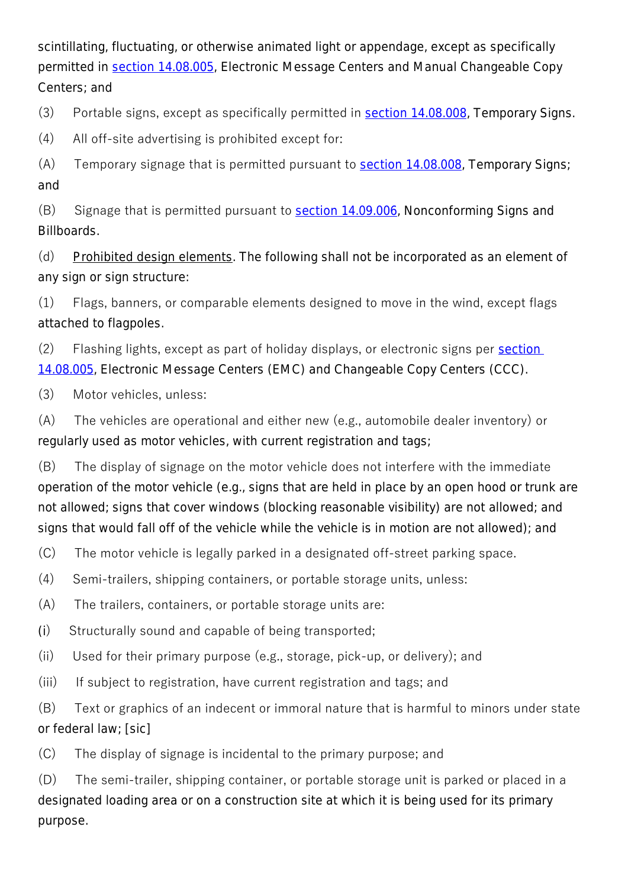scintillating, fluctuating, or otherwise animated light or appendage, except as specifically permitted in section 14.08.005, Electronic Message Centers and Manual Changeable Copy Centers; and

(3) Portable signs, except as specifically permitted in section 14.08.008, Temporary Signs.

(4) All off-site advertising is prohibited except for:

(A) Temporary signage that is permitted pursuant to section 14.08.008, Temporary Signs; and

(B) Signage that is permitted pursuant to section 14.09.006, Nonconforming Signs and Billboards.

(d) Prohibited design elements. The following shall not be incorporated as an element of any sign or sign structure:

(1) Flags, banners, or comparable elements designed to move in the wind, except flags attached to flagpoles.

(2) Flashing lights, except as part of holiday displays, or electronic signs per section 14.08.005, Electronic Message Centers (EMC) and Changeable Copy Centers (CCC).

(3) Motor vehicles, unless:

(A) The vehicles are operational and either new (e.g., automobile dealer inventory) or regularly used as motor vehicles, with current registration and tags;

(B) The display of signage on the motor vehicle does not interfere with the immediate operation of the motor vehicle (e.g., signs that are held in place by an open hood or trunk are not allowed; signs that cover windows (blocking reasonable visibility) are not allowed; and signs that would fall off of the vehicle while the vehicle is in motion are not allowed); and

(C) The motor vehicle is legally parked in a designated off-street parking space.

(4) Semi-trailers, shipping containers, or portable storage units, unless:

(A) The trailers, containers, or portable storage units are:

(i) Structurally sound and capable of being transported;

(ii) Used for their primary purpose (e.g., storage, pick-up, or delivery); and

(iii) If subject to registration, have current registration and tags; and

(B) Text or graphics of an indecent or immoral nature that is harmful to minors under state or federal law; [sic]

(C) The display of signage is incidental to the primary purpose; and

(D) The semi-trailer, shipping container, or portable storage unit is parked or placed in a designated loading area or on a construction site at which it is being used for its primary purpose.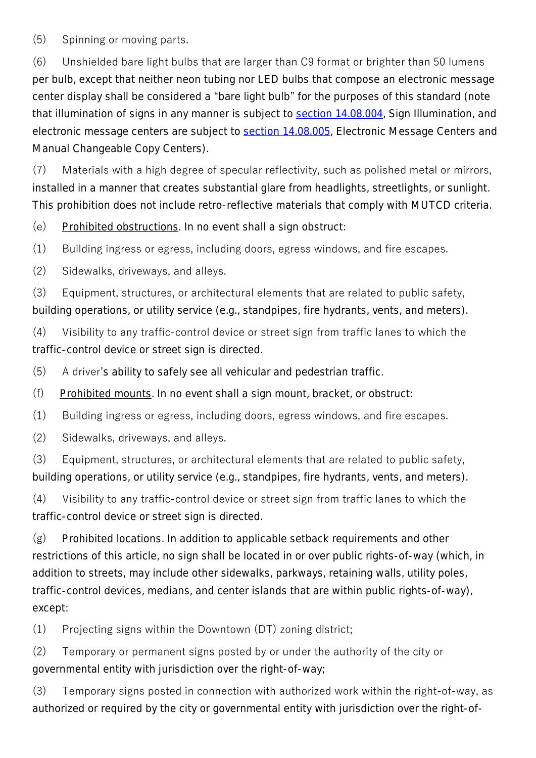(5) Spinning or moving parts.

(6) Unshielded bare light bulbs that are larger than C9 format or brighter than 50 lumens per bulb, except that neither neon tubing nor LED bulbs that compose an electronic message center display shall be considered a "bare light bulb" for the purposes of this standard (note that illumination of signs in any manner is subject to [section 14.08.004](), Sign Illumination, and electronic message centers are subject to [section 14.08.005](), Electronic Message Centers and Manual Changeable Copy Centers).

(7) Materials with a high degree of specular reflectivity, such as polished metal or mirrors, installed in a manner that creates substantial glare from headlights, streetlights, or sunlight. This prohibition does not include retro-reflective materials that comply with MUTCD criteria.

(e) Prohibited obstructions. In no event shall a sign obstruct:

(1) Building ingress or egress, including doors, egress windows, and fire escapes.

(2) Sidewalks, driveways, and alleys.

(3) Equipment, structures, or architectural elements that are related to public safety, building operations, or utility service (e.g., standpipes, fire hydrants, vents, and meters).

(4) Visibility to any traffic-control device or street sign from traffic lanes to which the traffic-control device or street sign is directed.

(5) A driver's ability to safely see all vehicular and pedestrian traffic.

(f) Prohibited mounts. In no event shall a sign mount, bracket, or obstruct:

(1) Building ingress or egress, including doors, egress windows, and fire escapes.

(2) Sidewalks, driveways, and alleys.

(3) Equipment, structures, or architectural elements that are related to public safety, building operations, or utility service (e.g., standpipes, fire hydrants, vents, and meters).

(4) Visibility to any traffic-control device or street sign from traffic lanes to which the traffic-control device or street sign is directed.

(g) Prohibited locations. In addition to applicable setback requirements and other restrictions of this article, no sign shall be located in or over public rights-of-way (which, in addition to streets, may include other sidewalks, parkways, retaining walls, utility poles, traffic-control devices, medians, and center islands that are within public rights-of-way), except:

(1) Projecting signs within the Downtown (DT) zoning district;

(2) Temporary or permanent signs posted by or under the authority of the city or governmental entity with jurisdiction over the right-of-way;

(3) Temporary signs posted in connection with authorized work within the right-of-way, as authorized or required by the city or governmental entity with jurisdiction over the right-of-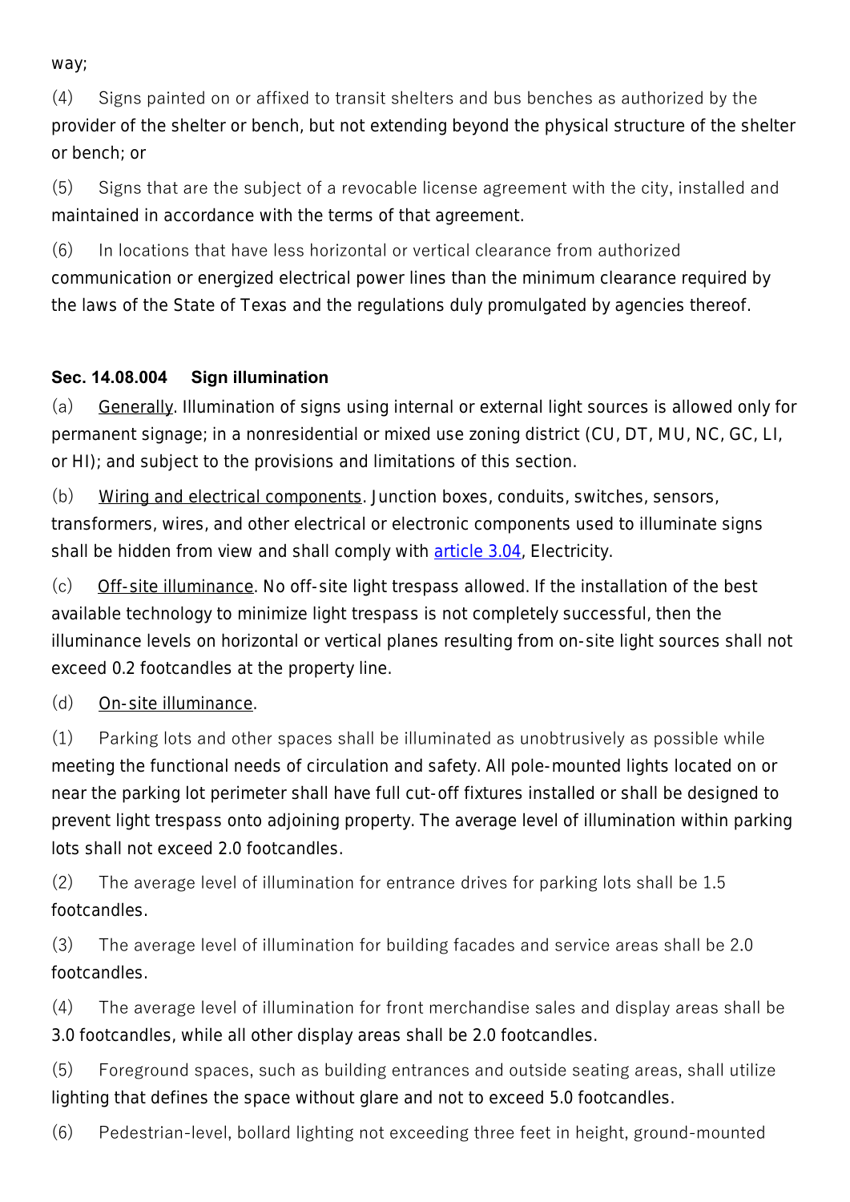way;

(4) Signs painted on or affixed to transit shelters and bus benches as authorized by the provider of the shelter or bench, but not extending beyond the physical structure of the shelter or bench; or

(5) Signs that are the subject of a revocable license agreement with the city, installed and maintained in accordance with the terms of that agreement.

(6) In locations that have less horizontal or vertical clearance from authorized communication or energized electrical power lines than the minimum clearance required by the laws of the State of Texas and the regulations duly promulgated by agencies thereof.

**Sec. 14.08.004 Sign illumination**

(a) Generally. Illumination of signs using internal or external light sources is allowed only for permanent signage; in a nonresidential or mixed use zoning district (CU, DT, MU, NC, GC, LI, or HI); and subject to the provisions and limitations of this section.

(b) Wiring and electrical components. Junction boxes, conduits, switches, sensors, transformers, wires, and other electrical or electronic components used to illuminate signs shall be hidden from view and shall comply with article 3.04, Electricity.

(c) Off-site illuminance. No off-site light trespass allowed. If the installation of the best available technology to minimize light trespass is not completely successful, then the illuminance levels on horizontal or vertical planes resulting from on-site light sources shall not exceed 0.2 footcandles at the property line.

(d) On-site illuminance.

(1) Parking lots and other spaces shall be illuminated as unobtrusively as possible while meeting the functional needs of circulation and safety. All pole-mounted lights located on or near the parking lot perimeter shall have full cut-off fixtures installed or shall be designed to prevent light trespass onto adjoining property. The average level of illumination within parking lots shall not exceed 2.0 footcandles.

(2) The average level of illumination for entrance drives for parking lots shall be 1.5 footcandles.

(3) The average level of illumination for building facades and service areas shall be 2.0 footcandles.

(4) The average level of illumination for front merchandise sales and display areas shall be 3.0 footcandles, while all other display areas shall be 2.0 footcandles.

(5) Foreground spaces, such as building entrances and outside seating areas, shall utilize lighting that defines the space without glare and not to exceed 5.0 footcandles.

(6) Pedestrian-level, bollard lighting not exceeding three feet in height, ground-mounted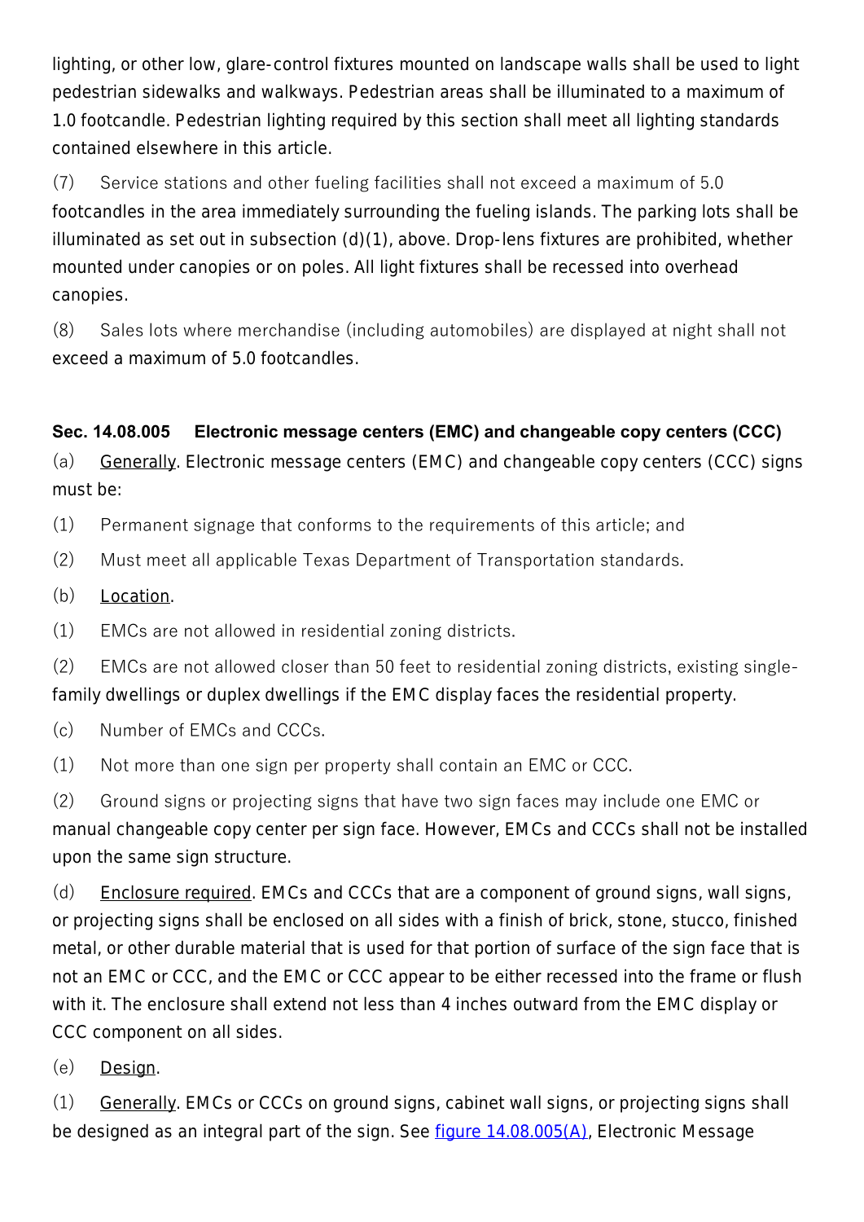lighting, or other low, glare-control fixtures mounted on landscape walls shall be used to light pedestrian sidewalks and walkways. Pedestrian areas shall be illuminated to a maximum of 1.0 footcandle. Pedestrian lighting required by this section shall meet all lighting standards contained elsewhere in this article.

(7) Service stations and other fueling facilities shall not exceed a maximum of 5.0 footcandles in the area immediately surrounding the fueling islands. The parking lots shall be illuminated as set out in subsection (d)(1), above. Drop-lens fixtures are prohibited, whether mounted under canopies or on poles. All light fixtures shall be recessed into overhead canopies.

(8) Sales lots where merchandise (including automobiles) are displayed at night shall not exceed a maximum of 5.0 footcandles.

### Sec. 14.08.005 Electronic message centers (EMC) and changeable copy centers (CCC)

(a) Generally. Electronic message centers (EMC) and changeable copy centers (CCC) signs must be:

(1) Permanent signage that conforms to the requirements of this article; and

(2) Must meet all applicable Texas Department of Transportation standards.

(b) Location.

(1) EMCs are not allowed in residential zoning districts.

(2) EMCs are not allowed closer than 50 feet to residential zoning districts, existing single-family dwellings or duplex dwellings if the EMC display faces the residential property.

(c) Number of EMCs and CCCs.

(1) Not more than one sign per property shall contain an EMC or CCC.

(2) Ground signs or projecting signs that have two sign faces may include one EMC or manual changeable copy center per sign face. However, EMCs and CCCs shall not be installed upon the same sign structure.

(d) Enclosure required. EMCs and CCCs that are a component of ground signs, wall signs, or projecting signs shall be enclosed on all sides with a finish of brick, stone, stucco, finished metal, or other durable material that is used for that portion of surface of the sign face that is not an EMC or CCC, and the EMC or CCC appear to be either recessed into the frame or flush with it. The enclosure shall extend not less than 4 inches outward from the EMC display or CCC component on all sides.

(e) Design.

(1) Generally. EMCs or CCCs on ground signs, cabinet wall signs, or projecting signs shall be designed as an integral part of the sign. See figure 14.08.005(A), Electronic Message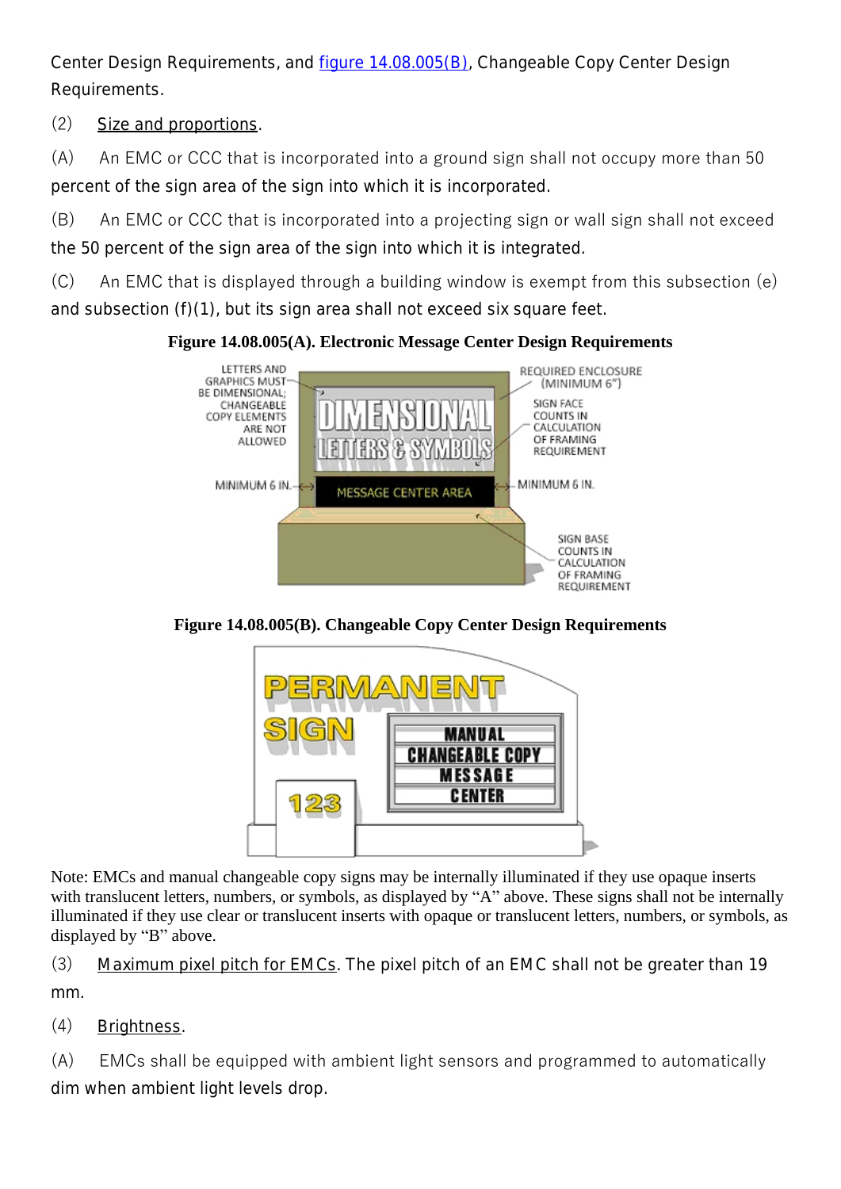Center Design Requirements, and figure 14.08.005(B), Changeable Copy Center Design Requirements.

(2) Size and proportions.

(A) An EMC or CCC that is incorporated into a ground sign shall not occupy more than 50 percent of the sign area of the sign into which it is incorporated.

(B) An EMC or CCC that is incorporated into a projecting sign or wall sign shall not exceed the 50 percent of the sign area of the sign into which it is integrated.

(C) An EMC that is displayed through a building window is exempt from this subsection (e) and subsection (f)(1), but its sign area shall not exceed six square feet.

**Figure 14.08.005(A). Electronic Message Center Design Requirements**

**Figure 14.08.005(B). Changeable Copy Center Design Requirements**

Note: EMCs and manual changeable copy signs may be internally illuminated if they use opaque inserts with translucent letters, numbers, or symbols, as displayed by "A" above. These signs shall not be internally illuminated if they use clear or translucent inserts with opaque or translucent letters, numbers, or symbols, as displayed by "B" above.

(3) Maximum pixel pitch for EMCs. The pixel pitch of an EMC shall not be greater than 19 mm.

(4) Brightness.

(A) EMCs shall be equipped with ambient light sensors and programmed to automatically dim when ambient light levels drop.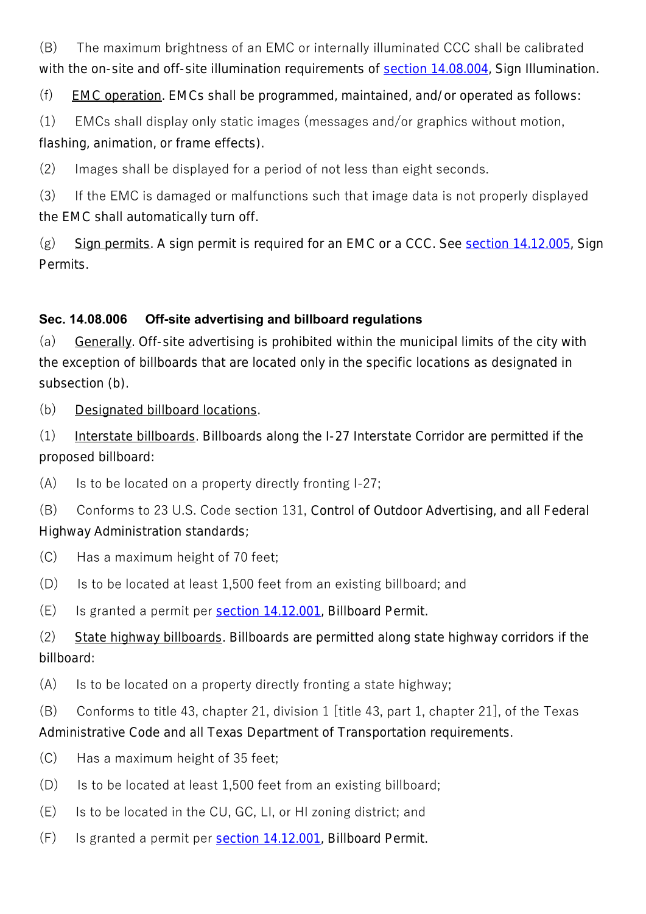(B) The maximum brightness of an EMC or internally illuminated CCC shall be calibrated with the on-site and off-site illumination requirements of section 14.08.004, Sign Illumination.

(f) EMC operation. EMCs shall be programmed, maintained, and/or operated as follows:

(1) EMCs shall display only static images (messages and/or graphics without motion, flashing, animation, or frame effects).

(2) Images shall be displayed for a period of not less than eight seconds.

(3) If the EMC is damaged or malfunctions such that image data is not properly displayed the EMC shall automatically turn off.

(g) Sign permits. A sign permit is required for an EMC or a CCC. See section 14.12.005, Sign Permits.

**Sec. 14.08.006 Off-site advertising and billboard regulations**

(a) Generally. Off-site advertising is prohibited within the municipal limits of the city with the exception of billboards that are located only in the specific locations as designated in subsection (b).

(b) Designated billboard locations.

(1) Interstate billboards. Billboards along the I-27 Interstate Corridor are permitted if the proposed billboard:

(A) Is to be located on a property directly fronting I-27;

(B) Conforms to 23 U.S. Code section 131, Control of Outdoor Advertising, and all Federal Highway Administration standards;

(C) Has a maximum height of 70 feet;

(D) Is to be located at least 1,500 feet from an existing billboard; and

(E) Is granted a permit per section 14.12.001, Billboard Permit.

(2) State highway billboards. Billboards are permitted along state highway corridors if the billboard:

(A) Is to be located on a property directly fronting a state highway;

(B) Conforms to title 43, chapter 21, division 1 [title 43, part 1, chapter 21], of the Texas Administrative Code and all Texas Department of Transportation requirements.

(C) Has a maximum height of 35 feet;

(D) Is to be located at least 1,500 feet from an existing billboard;

(E) Is to be located in the CU, GC, LI, or HI zoning district; and

(F) Is granted a permit per section 14.12.001, Billboard Permit.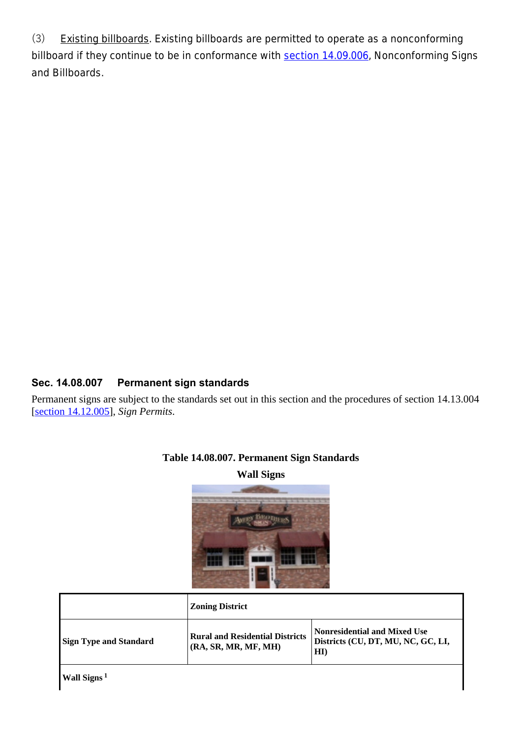(3) Existing billboards. Existing billboards are permitted to operate as a nonconforming billboard if they continue to be in conformance with section 14.09.006, Nonconforming Signs and Billboards.

### Sec. 14.08.007 Permanent sign standards

Permanent signs are subject to the standards set out in this section and the procedures of section 14.13.004 [section 14.12.005], *Sign Permits*.

**Table 14.08.007. Permanent Sign Standards**

**Wall Signs**

| | **Zoning District** | |
|---|---|---|
| **Sign Type and Standard** | **Rural and Residential Districts (RA, SR, MR, MF, MH)** | **Nonresidential and Mixed Use Districts (CU, DT, MU, NC, GC, LI, HI)** |
| **Wall Signs [1]** | | |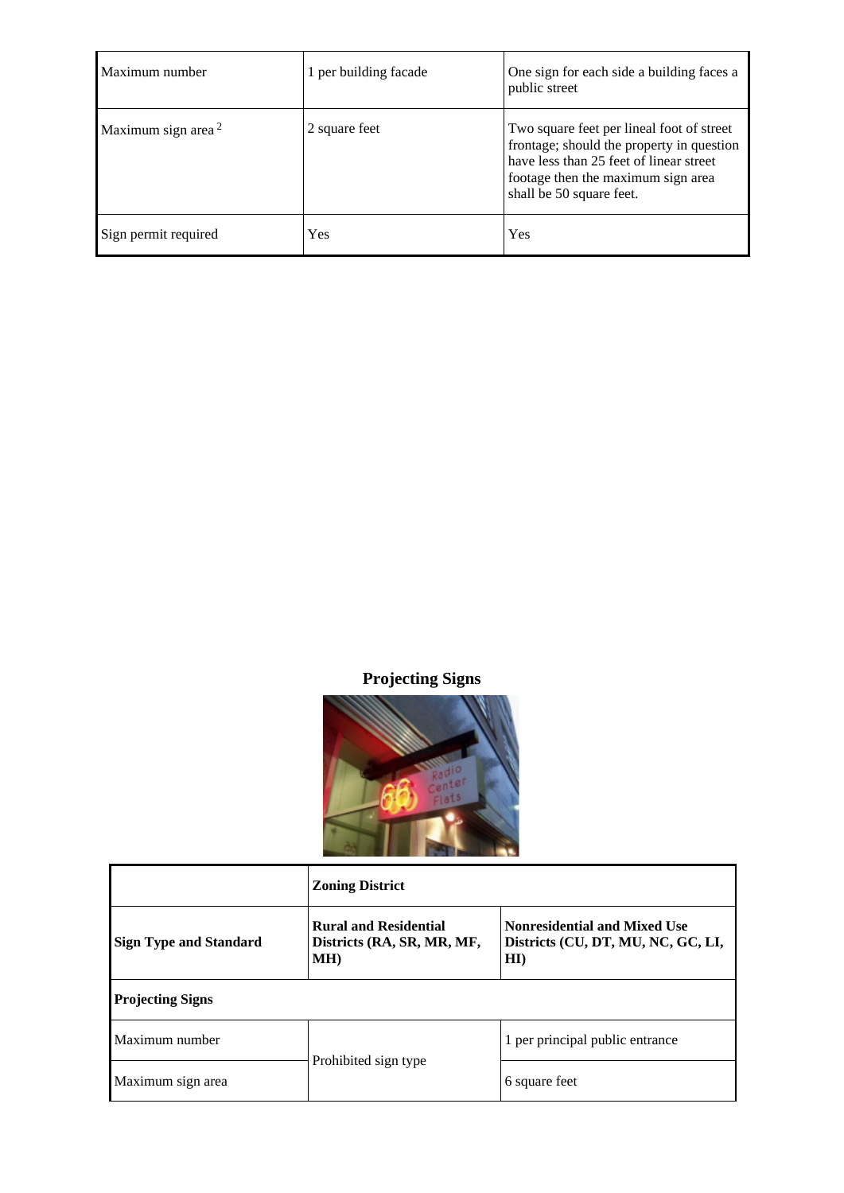| | | |
|---|---|---|
| Maximum number | 1 per building facade | One sign for each side a building faces a public street |
| Maximum sign area [2] | 2 square feet | Two square feet per lineal foot of street frontage; should the property in question have less than 25 feet of linear street footage then the maximum sign area shall be 50 square feet. |
| Sign permit required | Yes | Yes |

**Projecting Signs**

| | Zoning District | |
|---|---|---|
| **Sign Type and Standard** | **Rural and Residential Districts (RA, SR, MR, MF, MH)** | **Nonresidential and Mixed Use Districts (CU, DT, MU, NC, GC, LI, HI)** |
| **Projecting Signs** | | |
| Maximum number | Prohibited sign type | 1 per principal public entrance |
| Maximum sign area | Prohibited sign type | 6 square feet |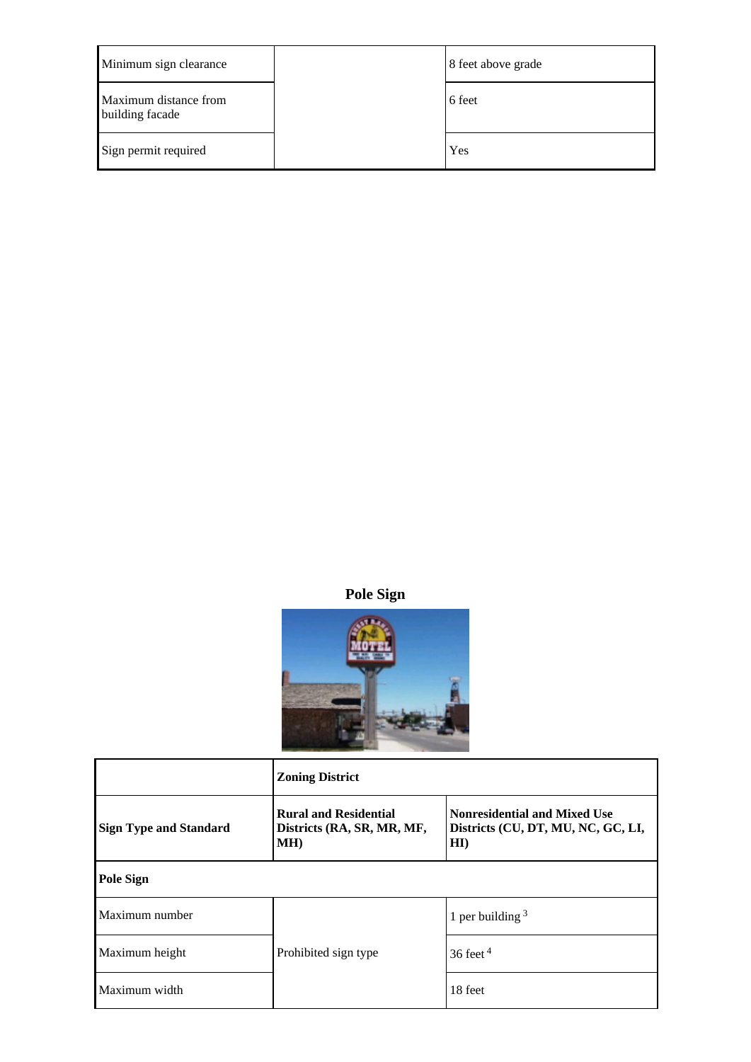| Minimum sign clearance | | 8 feet above grade |
|---|---|---|
| Maximum distance from building facade | | 6 feet |
| Sign permit required | | Yes |

**Pole Sign**

| | Zoning District | |
|---|---|---|
| **Sign Type and Standard** | **Rural and Residential Districts (RA, SR, MR, MF, MH)** | **Nonresidential and Mixed Use Districts (CU, DT, MU, NC, GC, LI, HI)** |
| **Pole Sign** | | |
| Maximum number | Prohibited sign type | 1 per building [3] |
| Maximum height | | 36 feet [4] |
| Maximum width | | 18 feet |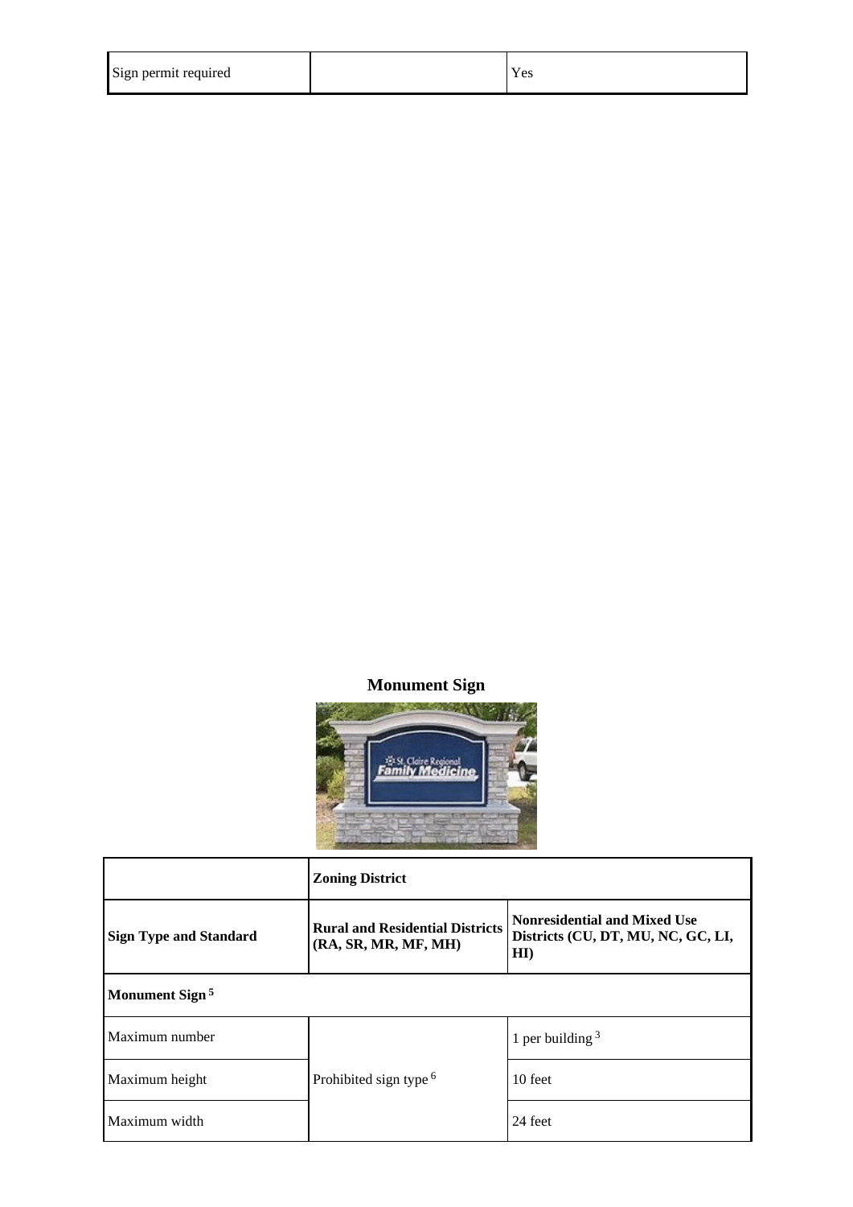| Sign permit required | | Yes |
|---|---|---|

**Monument Sign**

| | Zoning District | |
|---|---|---|
| **Sign Type and Standard** | **Rural and Residential Districts (RA, SR, MR, MF, MH)** | **Nonresidential and Mixed Use Districts (CU, DT, MU, NC, GC, LI, HI)** |
| **Monument Sign** [5] | | |
| Maximum number | Prohibited sign type [6] | 1 per building [3] |
| Maximum height | | 10 feet |
| Maximum width | | 24 feet |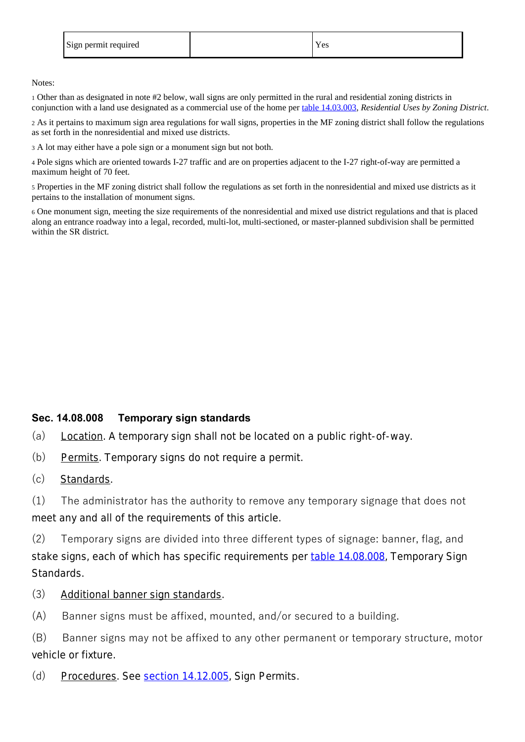| Sign permit required | | Yes |
|---|---|---|

Notes:

1 Other than as designated in note #2 below, wall signs are only permitted in the rural and residential zoning districts in conjunction with a land use designated as a commercial use of the home per table 14.03.003, *Residential Uses by Zoning District*.

2 As it pertains to maximum sign area regulations for wall signs, properties in the MF zoning district shall follow the regulations as set forth in the nonresidential and mixed use districts.

3 A lot may either have a pole sign or a monument sign but not both.

4 Pole signs which are oriented towards I-27 traffic and are on properties adjacent to the I-27 right-of-way are permitted a maximum height of 70 feet.

5 Properties in the MF zoning district shall follow the regulations as set forth in the nonresidential and mixed use districts as it pertains to the installation of monument signs.

6 One monument sign, meeting the size requirements of the nonresidential and mixed use district regulations and that is placed along an entrance roadway into a legal, recorded, multi-lot, multi-sectioned, or master-planned subdivision shall be permitted within the SR district.

## Sec. 14.08.008 Temporary sign standards

(a) Location. A temporary sign shall not be located on a public right-of-way.

(b) Permits. Temporary signs do not require a permit.

(c) Standards.

(1) The administrator has the authority to remove any temporary signage that does not meet any and all of the requirements of this article.

(2) Temporary signs are divided into three different types of signage: banner, flag, and stake signs, each of which has specific requirements per table 14.08.008, Temporary Sign Standards.

(3) Additional banner sign standards.

(A) Banner signs must be affixed, mounted, and/or secured to a building.

(B) Banner signs may not be affixed to any other permanent or temporary structure, motor vehicle or fixture.

(d) Procedures. See section 14.12.005, Sign Permits.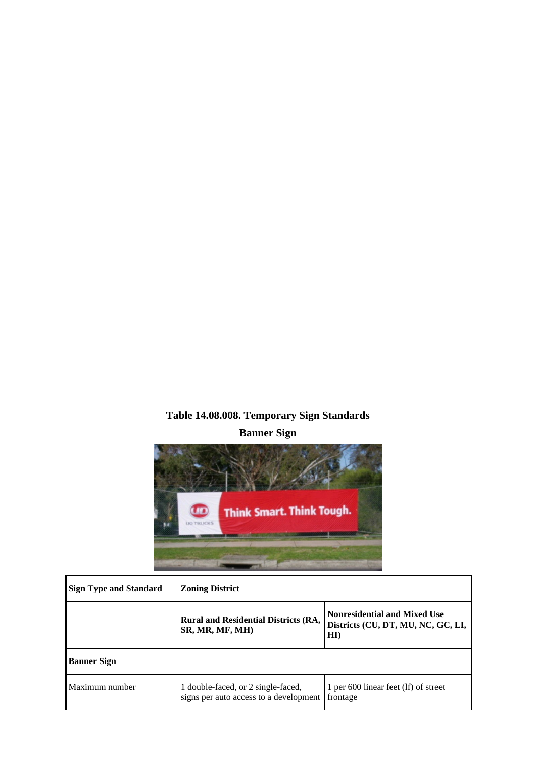**Table 14.08.008. Temporary Sign Standards**

**Banner Sign**

| Sign Type and Standard | Zoning District | |
|---|---|---|
| | **Rural and Residential Districts (RA, SR, MR, MF, MH)** | **Nonresidential and Mixed Use Districts (CU, DT, MU, NC, GC, LI, HI)** |
| **Banner Sign** | | |
| Maximum number | 1 double-faced, or 2 single-faced, signs per auto access to a development | 1 per 600 linear feet (lf) of street frontage |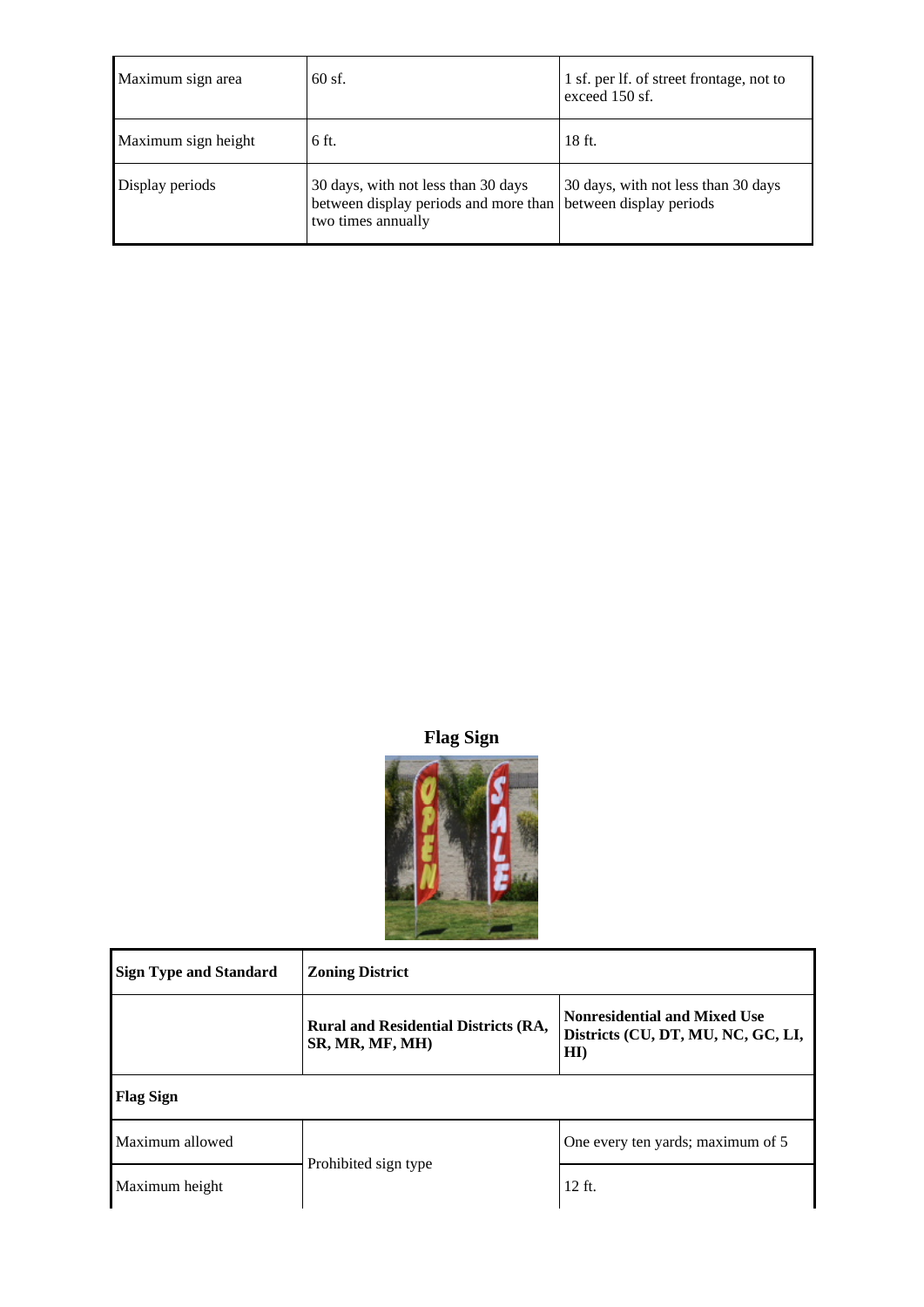| | | |
|---|---|---|
| Maximum sign area | 60 sf. | 1 sf. per lf. of street frontage, not to exceed 150 sf. |
| Maximum sign height | 6 ft. | 18 ft. |
| Display periods | 30 days, with not less than 30 days between display periods and more than two times annually | 30 days, with not less than 30 days between display periods |

**Flag Sign**

| **Sign Type and Standard** | **Zoning District** | |
|---|---|---|
| | **Rural and Residential Districts (RA, SR, MR, MF, MH)** | **Nonresidential and Mixed Use Districts (CU, DT, MU, NC, GC, LI, HI)** |
| **Flag Sign** | | |
| Maximum allowed | Prohibited sign type | One every ten yards; maximum of 5 |
| Maximum height | | 12 ft. |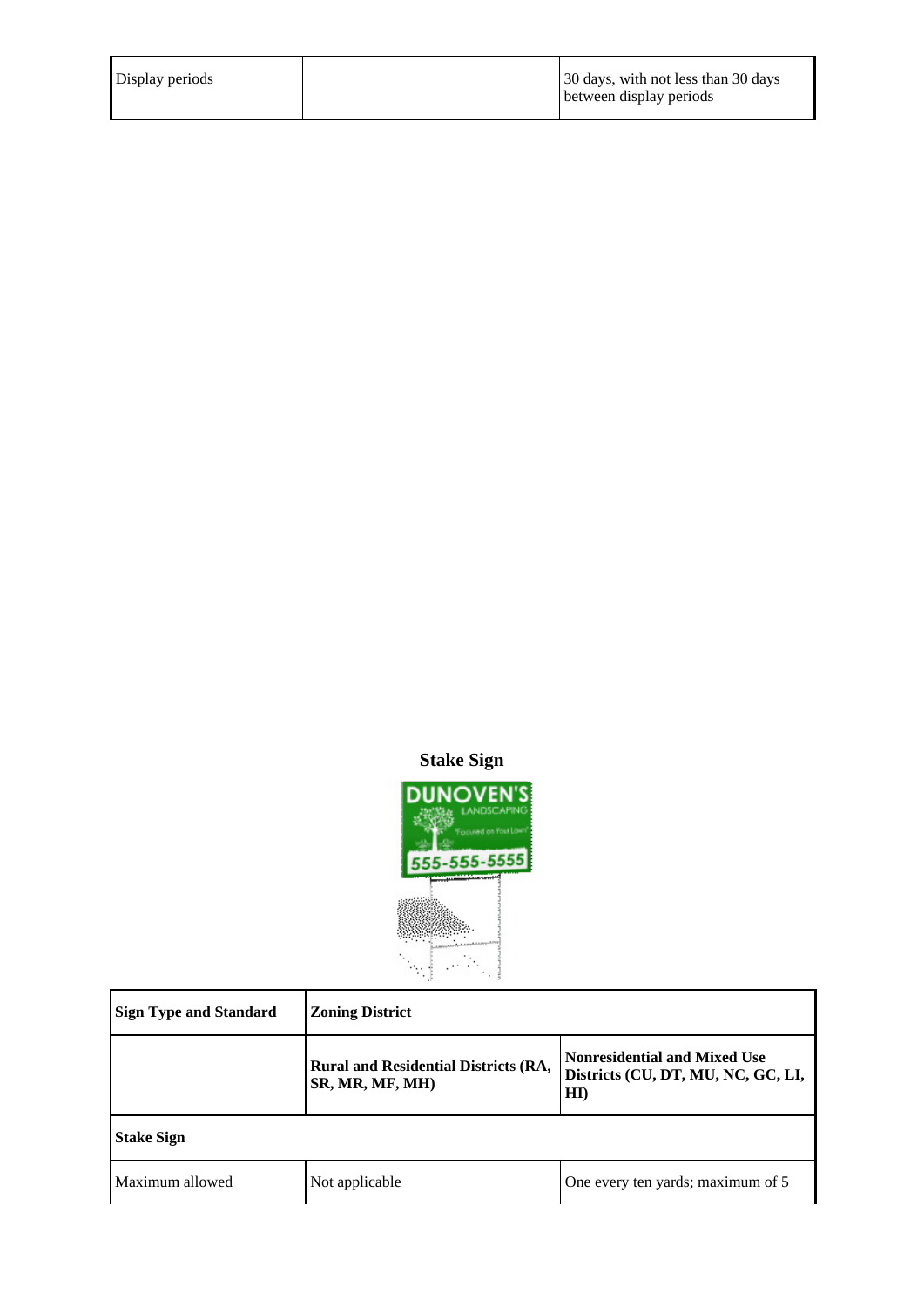| Display periods | | 30 days, with not less than 30 days between display periods |
|---|---|---|

**Stake Sign**

| Sign Type and Standard | Zoning District | |
|---|---|---|
| | **Rural and Residential Districts (RA, SR, MR, MF, MH)** | **Nonresidential and Mixed Use Districts (CU, DT, MU, NC, GC, LI, HI)** |
| **Stake Sign** | | |
| Maximum allowed | Not applicable | One every ten yards; maximum of 5 |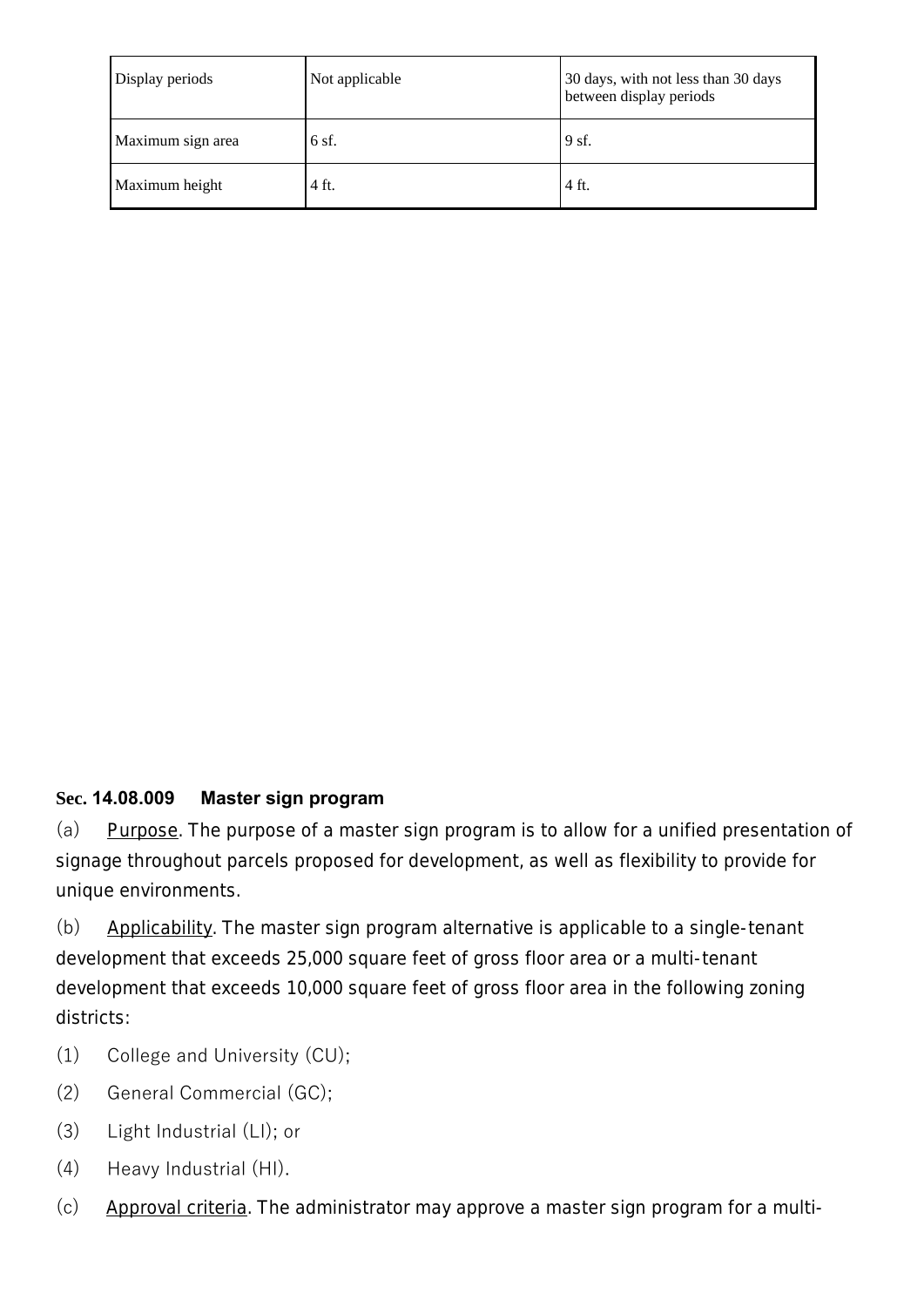| Display periods | Not applicable | 30 days, with not less than 30 days between display periods |
|---|---|---|
| Maximum sign area | 6 sf. | 9 sf. |
| Maximum height | 4 ft. | 4 ft. |

### Sec. 14.08.009 Master sign program

(a) Purpose. The purpose of a master sign program is to allow for a unified presentation of signage throughout parcels proposed for development, as well as flexibility to provide for unique environments.

(b) Applicability. The master sign program alternative is applicable to a single-tenant development that exceeds 25,000 square feet of gross floor area or a multi-tenant development that exceeds 10,000 square feet of gross floor area in the following zoning districts:

(1) College and University (CU);

(2) General Commercial (GC);

(3) Light Industrial (LI); or

(4) Heavy Industrial (HI).

(c) Approval criteria. The administrator may approve a master sign program for a multi-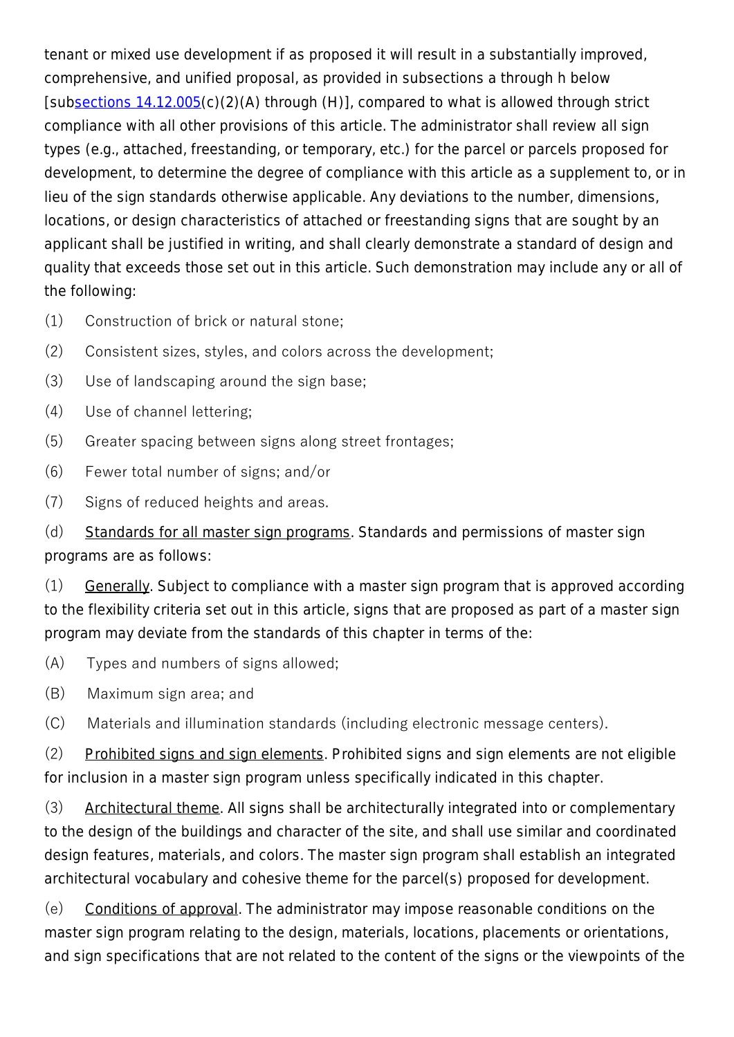tenant or mixed use development if as proposed it will result in a substantially improved, comprehensive, and unified proposal, as provided in subsections a through h below [subsections 14.12.005(c)(2)(A) through (H)], compared to what is allowed through strict compliance with all other provisions of this article. The administrator shall review all sign types (e.g., attached, freestanding, or temporary, etc.) for the parcel or parcels proposed for development, to determine the degree of compliance with this article as a supplement to, or in lieu of the sign standards otherwise applicable. Any deviations to the number, dimensions, locations, or design characteristics of attached or freestanding signs that are sought by an applicant shall be justified in writing, and shall clearly demonstrate a standard of design and quality that exceeds those set out in this article. Such demonstration may include any or all of the following:

(1) Construction of brick or natural stone;

(2) Consistent sizes, styles, and colors across the development;

(3) Use of landscaping around the sign base;

(4) Use of channel lettering;

(5) Greater spacing between signs along street frontages;

(6) Fewer total number of signs; and/or

(7) Signs of reduced heights and areas.

(d) Standards for all master sign programs. Standards and permissions of master sign programs are as follows:

(1) Generally. Subject to compliance with a master sign program that is approved according to the flexibility criteria set out in this article, signs that are proposed as part of a master sign program may deviate from the standards of this chapter in terms of the:

(A) Types and numbers of signs allowed;

(B) Maximum sign area; and

(C) Materials and illumination standards (including electronic message centers).

(2) Prohibited signs and sign elements. Prohibited signs and sign elements are not eligible for inclusion in a master sign program unless specifically indicated in this chapter.

(3) Architectural theme. All signs shall be architecturally integrated into or complementary to the design of the buildings and character of the site, and shall use similar and coordinated design features, materials, and colors. The master sign program shall establish an integrated architectural vocabulary and cohesive theme for the parcel(s) proposed for development.

(e) Conditions of approval. The administrator may impose reasonable conditions on the master sign program relating to the design, materials, locations, placements or orientations, and sign specifications that are not related to the content of the signs or the viewpoints of the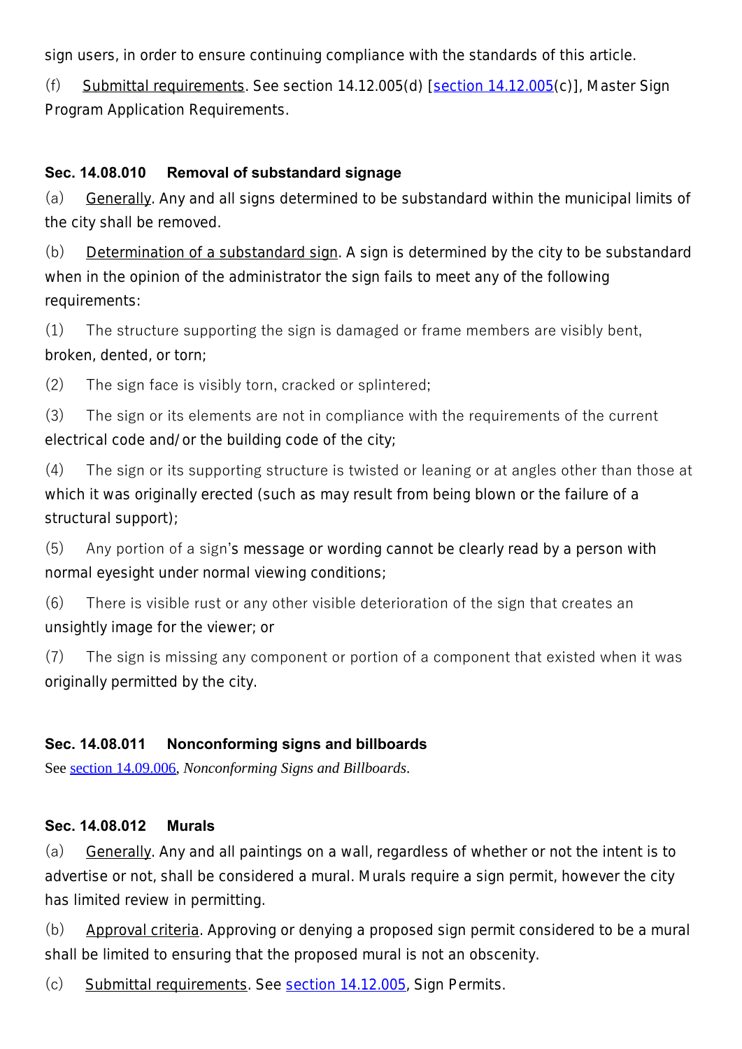sign users, in order to ensure continuing compliance with the standards of this article.

(f) Submittal requirements. See section 14.12.005(d) [section 14.12.005(c)], Master Sign Program Application Requirements.

### Sec. 14.08.010 Removal of substandard signage

(a) Generally. Any and all signs determined to be substandard within the municipal limits of the city shall be removed.

(b) Determination of a substandard sign. A sign is determined by the city to be substandard when in the opinion of the administrator the sign fails to meet any of the following requirements:

(1) The structure supporting the sign is damaged or frame members are visibly bent, broken, dented, or torn;

(2) The sign face is visibly torn, cracked or splintered;

(3) The sign or its elements are not in compliance with the requirements of the current electrical code and/or the building code of the city;

(4) The sign or its supporting structure is twisted or leaning or at angles other than those at which it was originally erected (such as may result from being blown or the failure of a structural support);

(5) Any portion of a sign's message or wording cannot be clearly read by a person with normal eyesight under normal viewing conditions;

(6) There is visible rust or any other visible deterioration of the sign that creates an unsightly image for the viewer; or

(7) The sign is missing any component or portion of a component that existed when it was originally permitted by the city.

### Sec. 14.08.011 Nonconforming signs and billboards

See section 14.09.006, *Nonconforming Signs and Billboards.*

### Sec. 14.08.012 Murals

(a) Generally. Any and all paintings on a wall, regardless of whether or not the intent is to advertise or not, shall be considered a mural. Murals require a sign permit, however the city has limited review in permitting.

(b) Approval criteria. Approving or denying a proposed sign permit considered to be a mural shall be limited to ensuring that the proposed mural is not an obscenity.

(c) Submittal requirements. See section 14.12.005, Sign Permits.